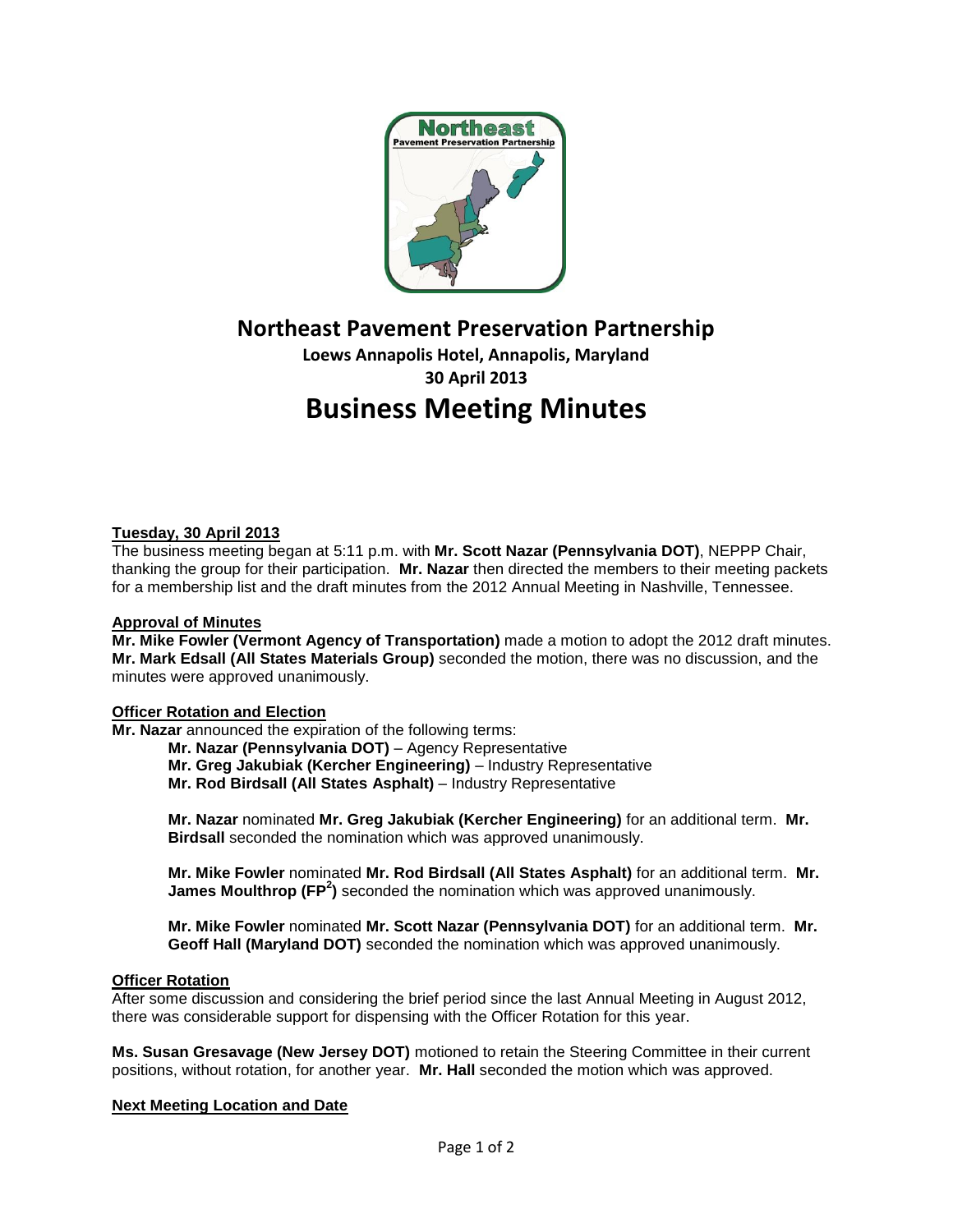# Northeast Pavement Preservation Partnership

**Loews Annapolis Hotel, Annapolis, Maryland**

**30 April 2013**

# Business Meeting Minutes

**Tuesday, 30 April 2013**

The business meeting began at 5:11 p.m. with **Mr. Scott Nazar (Pennsylvania DOT)**, NEPPP Chair, thanking the group for their participation. **Mr. Nazar** then directed the members to their meeting packets for a membership list and the draft minutes from the 2012 Annual Meeting in Nashville, Tennessee.

**Approval of Minutes**

**Mr. Mike Fowler (Vermont Agency of Transportation)** made a motion to adopt the 2012 draft minutes. **Mr. Mark Edsall (All States Materials Group)** seconded the motion, there was no discussion, and the minutes were approved unanimously.

**Officer Rotation and Election**

**Mr. Nazar** announced the expiration of the following terms:

- **Mr. Nazar (Pennsylvania DOT)** – Agency Representative
- **Mr. Greg Jakubiak (Kercher Engineering)** – Industry Representative
- **Mr. Rod Birdsall (All States Asphalt)** – Industry Representative

**Mr. Nazar** nominated **Mr. Greg Jakubiak (Kercher Engineering)** for an additional term. **Mr. Birdsall** seconded the nomination which was approved unanimously.

**Mr. Mike Fowler** nominated **Mr. Rod Birdsall (All States Asphalt)** for an additional term. **Mr. James Moulthrop ($FP^2$)** seconded the nomination which was approved unanimously.

**Mr. Mike Fowler** nominated **Mr. Scott Nazar (Pennsylvania DOT)** for an additional term. **Mr. Geoff Hall (Maryland DOT)** seconded the nomination which was approved unanimously.

**Officer Rotation**

After some discussion and considering the brief period since the last Annual Meeting in August 2012, there was considerable support for dispensing with the Officer Rotation for this year.

**Ms. Susan Gresavage (New Jersey DOT)** motioned to retain the Steering Committee in their current positions, without rotation, for another year. **Mr. Hall** seconded the motion which was approved.

**Next Meeting Location and Date**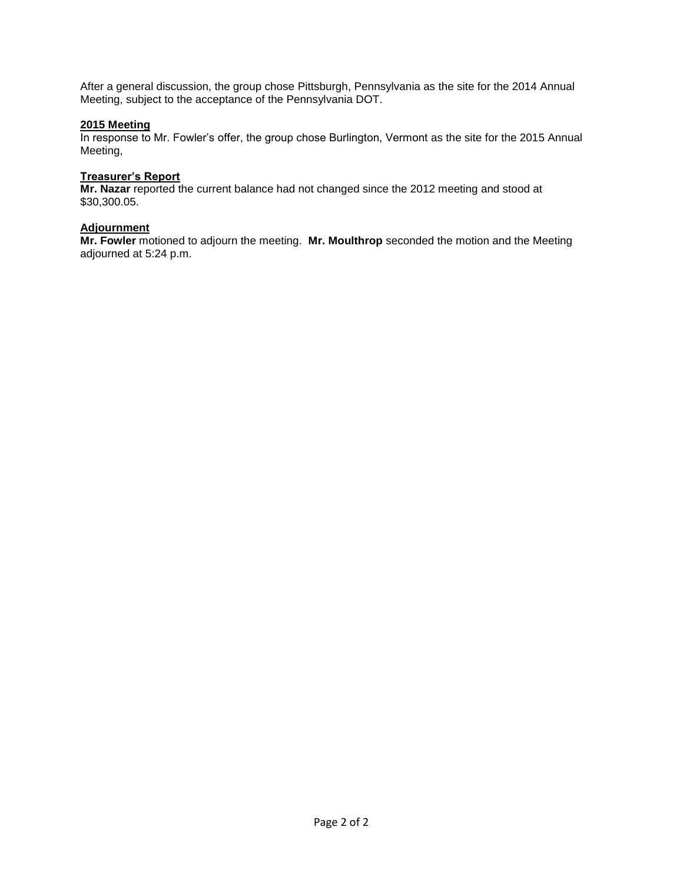After a general discussion, the group chose Pittsburgh, Pennsylvania as the site for the 2014 Annual Meeting, subject to the acceptance of the Pennsylvania DOT.

## 2015 Meeting

In response to Mr. Fowler's offer, the group chose Burlington, Vermont as the site for the 2015 Annual Meeting,

## Treasurer's Report

**Mr. Nazar** reported the current balance had not changed since the 2012 meeting and stood at $30,300.05.

## Adjournment

**Mr. Fowler** motioned to adjourn the meeting. **Mr. Moulthrop** seconded the motion and the Meeting adjourned at 5:24 p.m.